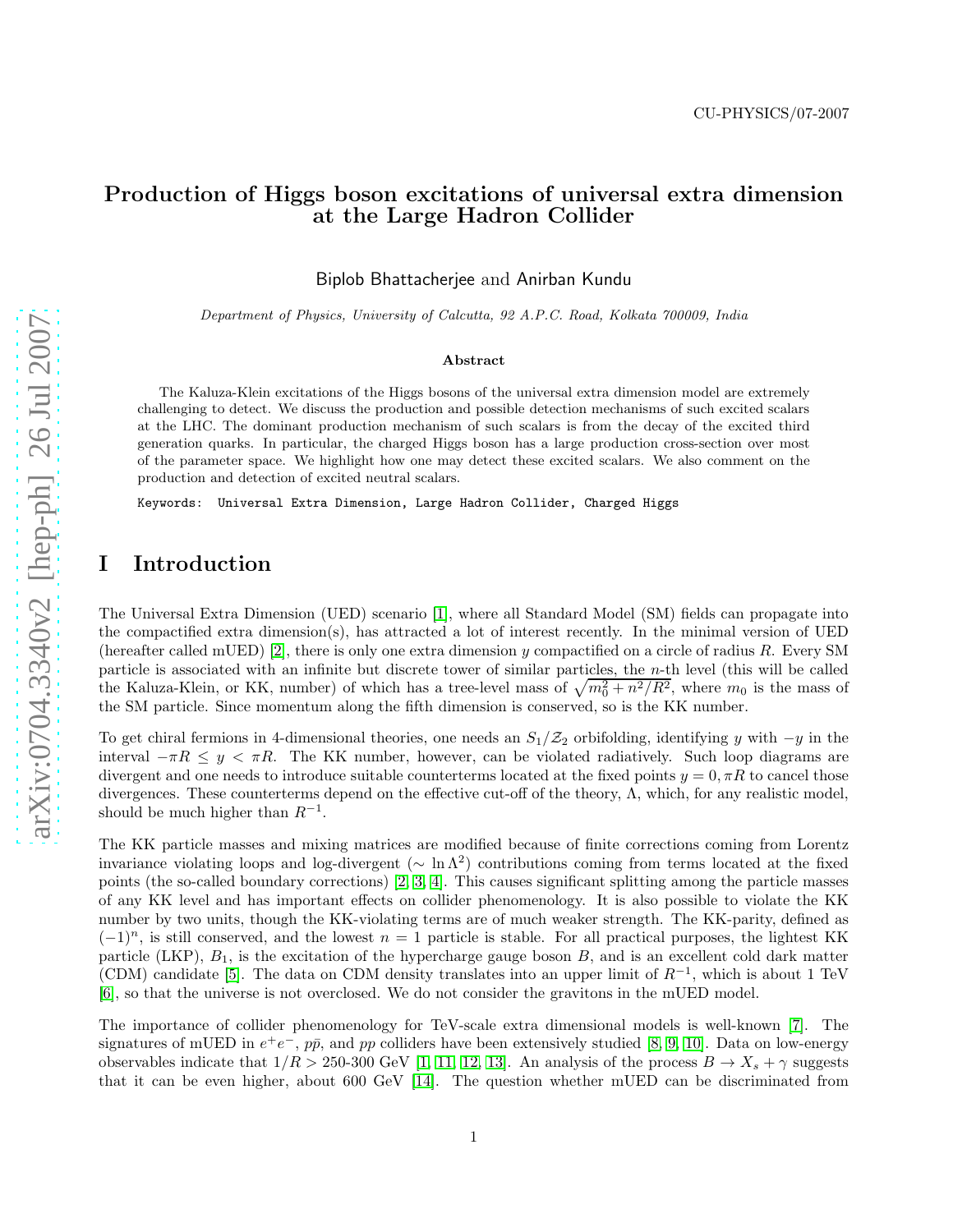CU-PHYSICS/07-2007

# Production of Higgs boson excitations of universal extra dimension at the Large Hadron Collider

Biplob Bhattacherjee and Anirban Kundu

*Department of Physics, University of Calcutta, 92 A.P.C. Road, Kolkata 700009, India*

### Abstract

The Kaluza-Klein excitations of the Higgs bosons of the universal extra dimension model are extremely challenging to detect. We discuss the production and possible detection mechanisms of such excited scalars at the LHC. The dominant production mechanism of such scalars is from the decay of the excited third generation quarks. In particular, the charged Higgs boson has a large production cross-section over most of the parameter space. We highlight how one may detect these excited scalars. We also comment on the production and detection of excited neutral scalars.

Keywords: Universal Extra Dimension, Large Hadron Collider, Charged Higgs

# I Introduction

The Universal Extra Dimension (UED) scenario [1], where all Standard Model (SM) fields can propagate into the compactified extra dimension(s), has attracted a lot of interest recently. In the minimal version of UED (hereafter called mUED) [2], there is only one extra dimension $y$ compactified on a circle of radius $R$. Every SM particle is associated with an infinite but discrete tower of similar particles, the $n$-th level (this will be called the Kaluza-Klein, or KK, number) of which has a tree-level mass of $\sqrt{m_0^2 + n^2/R^2}$, where $m_0$ is the mass of the SM particle. Since momentum along the fifth dimension is conserved, so is the KK number.

To get chiral fermions in 4-dimensional theories, one needs an $S_1/\mathcal{Z}_2$ orbifolding, identifying $y$ with $-y$ in the interval $-\pi R \leq y < \pi R$. The KK number, however, can be violated radiatively. Such loop diagrams are divergent and one needs to introduce suitable counterterms located at the fixed points $y = 0, \pi R$ to cancel those divergences. These counterterms depend on the effective cut-off of the theory, $\Lambda$, which, for any realistic model, should be much higher than $R^{-1}$.

The KK particle masses and mixing matrices are modified because of finite corrections coming from Lorentz invariance violating loops and log-divergent ($\sim \ln \Lambda^2$) contributions coming from terms located at the fixed points (the so-called boundary corrections) [2, 3, 4]. This causes significant splitting among the particle masses of any KK level and has important effects on collider phenomenology. It is also possible to violate the KK number by two units, though the KK-violating terms are of much weaker strength. The KK-parity, defined as $(-1)^n$, is still conserved, and the lowest $n = 1$ particle is stable. For all practical purposes, the lightest KK particle (LKP), $B_1$, is the excitation of the hypercharge gauge boson $B$, and is an excellent cold dark matter (CDM) candidate [5]. The data on CDM density translates into an upper limit of $R^{-1}$, which is about 1 TeV [6], so that the universe is not overclosed. We do not consider the gravitons in the mUED model.

The importance of collider phenomenology for TeV-scale extra dimensional models is well-known [7]. The signatures of mUED in $e^+e^-$, $p\bar{p}$, and $pp$ colliders have been extensively studied [8, 9, 10]. Data on low-energy observables indicate that $1/R >$ 250-300 GeV [1, 11, 12, 13]. An analysis of the process $B \to X_s + \gamma$ suggests that it can be even higher, about 600 GeV [14]. The question whether mUED can be discriminated from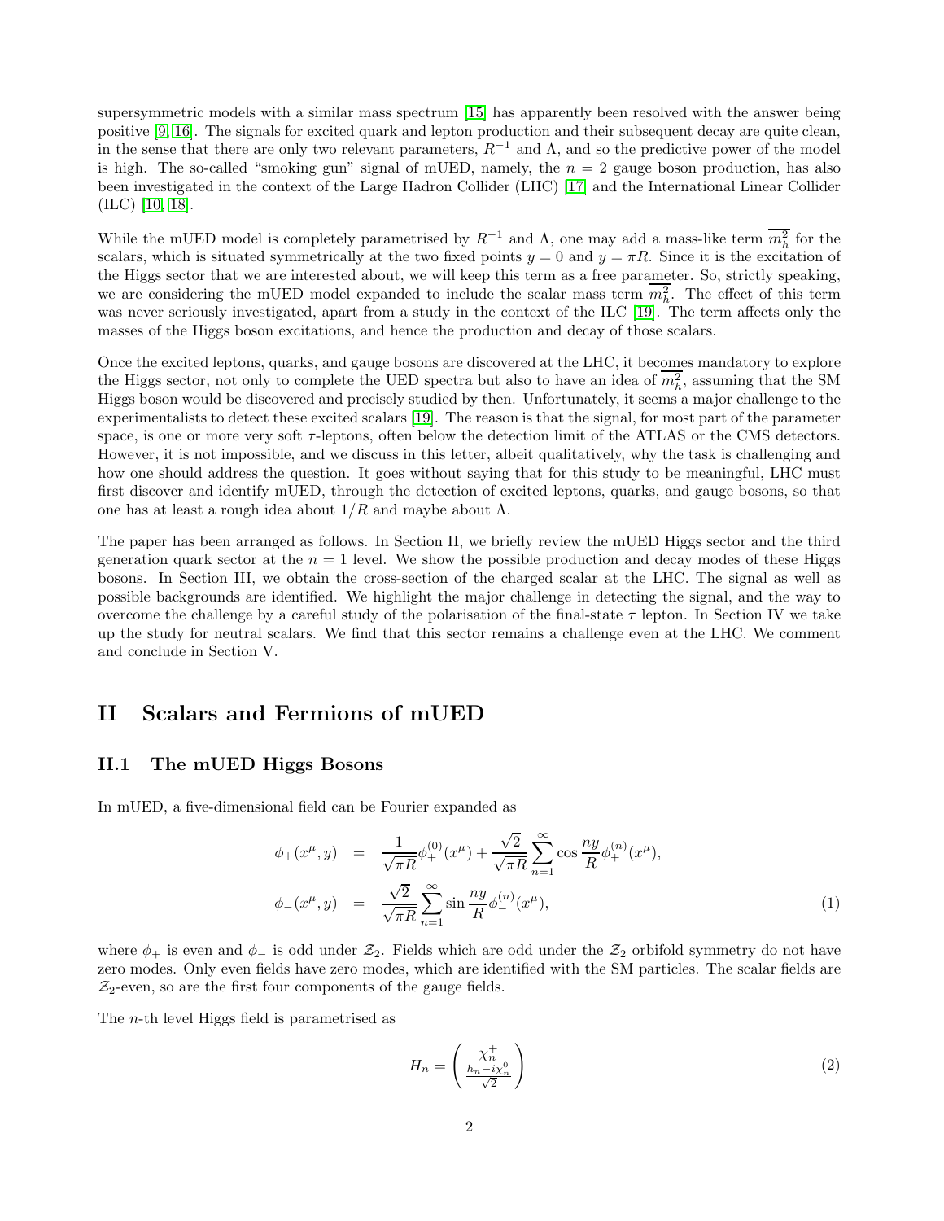supersymmetric models with a similar mass spectrum [15] has apparently been resolved with the answer being positive [9, 16]. The signals for excited quark and lepton production and their subsequent decay are quite clean, in the sense that there are only two relevant parameters, $R^{-1}$ and $\Lambda$, and so the predictive power of the model is high. The so-called "smoking gun" signal of mUED, namely, the $n = 2$ gauge boson production, has also been investigated in the context of the Large Hadron Collider (LHC) [17] and the International Linear Collider (ILC) [10, 18].

While the mUED model is completely parametrised by $R^{-1}$ and $\Lambda$, one may add a mass-like term $\overline{m_h^2}$ for the scalars, which is situated symmetrically at the two fixed points $y = 0$ and $y = \pi R$. Since it is the excitation of the Higgs sector that we are interested about, we will keep this term as a free parameter. So, strictly speaking, we are considering the mUED model expanded to include the scalar mass term $\overline{m_h^2}$. The effect of this term was never seriously investigated, apart from a study in the context of the ILC [19]. The term affects only the masses of the Higgs boson excitations, and hence the production and decay of those scalars.

Once the excited leptons, quarks, and gauge bosons are discovered at the LHC, it becomes mandatory to explore the Higgs sector, not only to complete the UED spectra but also to have an idea of $\overline{m_h^2}$, assuming that the SM Higgs boson would be discovered and precisely studied by then. Unfortunately, it seems a major challenge to the experimentalists to detect these excited scalars [19]. The reason is that the signal, for most part of the parameter space, is one or more very soft $\tau$-leptons, often below the detection limit of the ATLAS or the CMS detectors. However, it is not impossible, and we discuss in this letter, albeit qualitatively, why the task is challenging and how one should address the question. It goes without saying that for this study to be meaningful, LHC must first discover and identify mUED, through the detection of excited leptons, quarks, and gauge bosons, so that one has at least a rough idea about $1/R$ and maybe about $\Lambda$.

The paper has been arranged as follows. In Section II, we briefly review the mUED Higgs sector and the third generation quark sector at the $n = 1$ level. We show the possible production and decay modes of these Higgs bosons. In Section III, we obtain the cross-section of the charged scalar at the LHC. The signal as well as possible backgrounds are identified. We highlight the major challenge in detecting the signal, and the way to overcome the challenge by a careful study of the polarisation of the final-state $\tau$ lepton. In Section IV we take up the study for neutral scalars. We find that this sector remains a challenge even at the LHC. We comment and conclude in Section V.

# II Scalars and Fermions of mUED

## II.1 The mUED Higgs Bosons

In mUED, a five-dimensional field can be Fourier expanded as

$$
\begin{aligned}
\phi_+(x^\mu, y) &= \frac{1}{\sqrt{\pi R}}\phi_+^{(0)}(x^\mu) + \frac{\sqrt{2}}{\sqrt{\pi R}}\sum_{n=1}^{\infty}\cos\frac{ny}{R}\phi_+^{(n)}(x^\mu), \\
\phi_-(x^\mu, y) &= \frac{\sqrt{2}}{\sqrt{\pi R}}\sum_{n=1}^{\infty}\sin\frac{ny}{R}\phi_-^{(n)}(x^\mu), \qquad (1)
\end{aligned}
$$

where $\phi_+$ is even and $\phi_-$ is odd under $\mathcal{Z}_2$. Fields which are odd under the $\mathcal{Z}_2$ orbifold symmetry do not have zero modes. Only even fields have zero modes, which are identified with the SM particles. The scalar fields are $\mathcal{Z}_2$-even, so are the first four components of the gauge fields.

The $n$-th level Higgs field is parametrised as

$$
H_n = \begin{pmatrix} \chi_n^+ \\ \frac{h_n - i\chi_n^0}{\sqrt{2}} \end{pmatrix} \qquad (2)
$$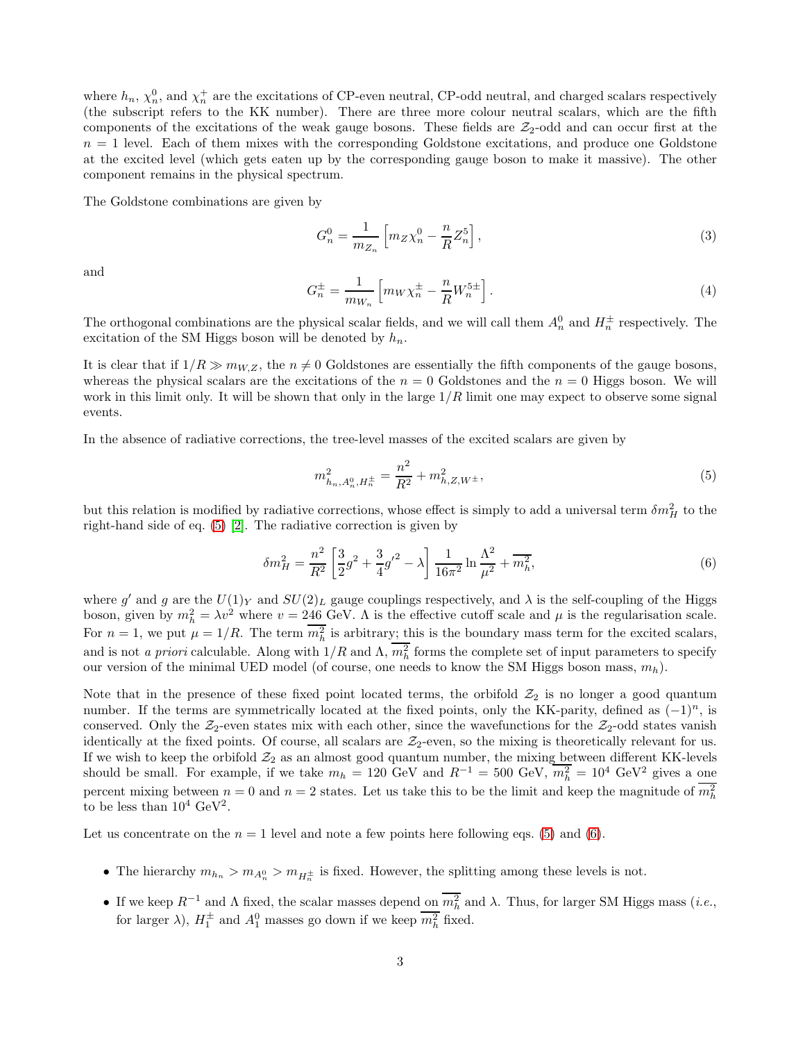where $h_n$, $\chi_n^0$, and $\chi_n^+$ are the excitations of CP-even neutral, CP-odd neutral, and charged scalars respectively (the subscript refers to the KK number). There are three more colour neutral scalars, which are the fifth components of the excitations of the weak gauge bosons. These fields are $\mathcal{Z}_2$-odd and can occur first at the $n = 1$ level. Each of them mixes with the corresponding Goldstone excitations, and produce one Goldstone at the excited level (which gets eaten up by the corresponding gauge boson to make it massive). The other component remains in the physical spectrum.

The Goldstone combinations are given by

$$G_n^0 = \frac{1}{m_{Z_n}} \left[ m_Z \chi_n^0 - \frac{n}{R} Z_n^5 \right], \tag{3}$$

and

$$G_n^{\pm} = \frac{1}{m_{W_n}} \left[ m_W \chi_n^{\pm} - \frac{n}{R} W_n^{5\pm} \right]. \tag{4}$$

The orthogonal combinations are the physical scalar fields, and we will call them $A_n^0$ and $H_n^{\pm}$ respectively. The excitation of the SM Higgs boson will be denoted by $h_n$.

It is clear that if $1/R \gg m_{W,Z}$, the $n \neq 0$ Goldstones are essentially the fifth components of the gauge bosons, whereas the physical scalars are the excitations of the $n = 0$ Goldstones and the $n = 0$ Higgs boson. We will work in this limit only. It will be shown that only in the large $1/R$ limit one may expect to observe some signal events.

In the absence of radiative corrections, the tree-level masses of the excited scalars are given by

$$m^2_{h_n, A_n^0, H_n^{\pm}} = \frac{n^2}{R^2} + m^2_{h, Z, W^{\pm}}, \tag{5}$$

but this relation is modified by radiative corrections, whose effect is simply to add a universal term $\delta m_H^2$ to the right-hand side of eq. (5) [2]. The radiative correction is given by

$$\delta m_H^2 = \frac{n^2}{R^2} \left[ \frac{3}{2} g^2 + \frac{3}{4} {g'}^2 - \lambda \right] \frac{1}{16\pi^2} \ln \frac{\Lambda^2}{\mu^2} + \overline{m_h^2}, \tag{6}$$

where $g'$ and $g$ are the $U(1)_Y$ and $SU(2)_L$ gauge couplings respectively, and $\lambda$ is the self-coupling of the Higgs boson, given by $m_h^2 = \lambda v^2$ where $v = 246$ GeV. $\Lambda$ is the effective cutoff scale and $\mu$ is the regularisation scale. For $n = 1$, we put $\mu = 1/R$. The term $\overline{m_h^2}$ is arbitrary; this is the boundary mass term for the excited scalars, and is not *a priori* calculable. Along with $1/R$ and $\Lambda$, $\overline{m_h^2}$ forms the complete set of input parameters to specify our version of the minimal UED model (of course, one needs to know the SM Higgs boson mass, $m_h$).

Note that in the presence of these fixed point located terms, the orbifold $\mathcal{Z}_2$ is no longer a good quantum number. If the terms are symmetrically located at the fixed points, only the KK-parity, defined as $(-1)^n$, is conserved. Only the $\mathcal{Z}_2$-even states mix with each other, since the wavefunctions for the $\mathcal{Z}_2$-odd states vanish identically at the fixed points. Of course, all scalars are $\mathcal{Z}_2$-even, so the mixing is theoretically relevant for us. If we wish to keep the orbifold $\mathcal{Z}_2$ as an almost good quantum number, the mixing between different KK-levels should be small. For example, if we take $m_h = 120$ GeV and $R^{-1} = 500$ GeV, $\overline{m_h^2} = 10^4$ GeV$^2$ gives a one percent mixing between $n = 0$ and $n = 2$ states. Let us take this to be the limit and keep the magnitude of $\overline{m_h^2}$ to be less than $10^4$ GeV$^2$.

Let us concentrate on the $n = 1$ level and note a few points here following eqs. (5) and (6).

- The hierarchy $m_{h_n} > m_{A_n^0} > m_{H_n^{\pm}}$ is fixed. However, the splitting among these levels is not.
- If we keep $R^{-1}$ and $\Lambda$ fixed, the scalar masses depend on $\overline{m_h^2}$ and $\lambda$. Thus, for larger SM Higgs mass (*i.e.*, for larger $\lambda$), $H_1^{\pm}$ and $A_1^0$ masses go down if we keep $\overline{m_h^2}$ fixed.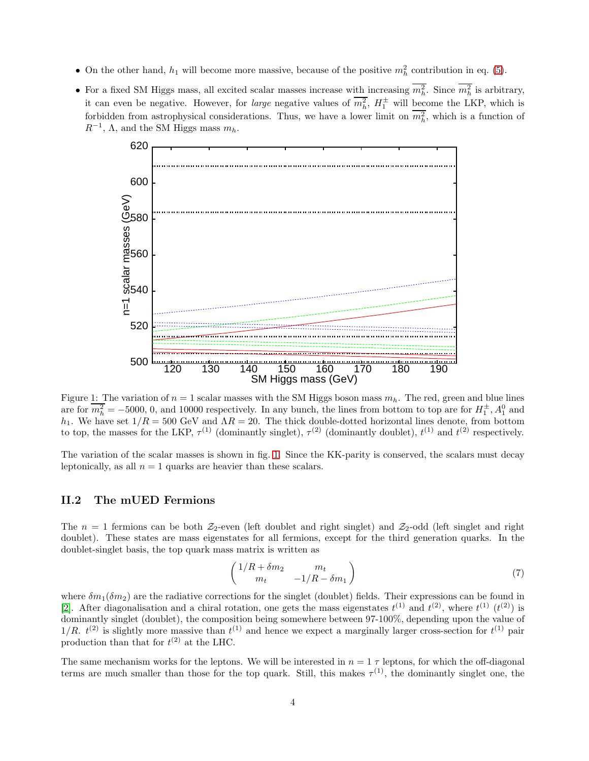- On the other hand, $h_1$ will become more massive, because of the positive $m_h^2$ contribution in eq. (5).
- For a fixed SM Higgs mass, all excited scalar masses increase with increasing $\overline{m_h^2}$. Since $\overline{m_h^2}$ is arbitrary, it can even be negative. However, for *large* negative values of $\overline{m_h^2}$, $H_1^\pm$ will become the LKP, which is forbidden from astrophysical considerations. Thus, we have a lower limit on $\overline{m_h^2}$, which is a function of $R^{-1}$, $\Lambda$, and the SM Higgs mass $m_h$.

Figure 1: The variation of $n=1$ scalar masses with the SM Higgs boson mass $m_h$. The red, green and blue lines are for $\overline{m_h^2} = -5000$, 0, and 10000 respectively. In any bunch, the lines from bottom to top are for $H_1^\pm$, $A_1^0$ and $h_1$. We have set $1/R = 500$ GeV and $\Lambda R = 20$. The thick double-dotted horizontal lines denote, from bottom to top, the masses for the LKP, $\tau^{(1)}$ (dominantly singlet), $\tau^{(2)}$ (dominantly doublet), $t^{(1)}$ and $t^{(2)}$ respectively.

The variation of the scalar masses is shown in fig. 1. Since the KK-parity is conserved, the scalars must decay leptonically, as all $n=1$ quarks are heavier than these scalars.

## II.2 The mUED Fermions

The $n=1$ fermions can be both $\mathcal{Z}_2$-even (left doublet and right singlet) and $\mathcal{Z}_2$-odd (left singlet and right doublet). These states are mass eigenstates for all fermions, except for the third generation quarks. In the doublet-singlet basis, the top quark mass matrix is written as

$$\begin{pmatrix} 1/R + \delta m_2 & m_t \\ m_t & -1/R - \delta m_1 \end{pmatrix} \tag{7}$$

where $\delta m_1 (\delta m_2)$ are the radiative corrections for the singlet (doublet) fields. Their expressions can be found in [2]. After diagonalisation and a chiral rotation, one gets the mass eigenstates $t^{(1)}$ and $t^{(2)}$, where $t^{(1)}$ ($t^{(2)}$) is dominantly singlet (doublet), the composition being somewhere between 97-100%, depending upon the value of $1/R$. $t^{(2)}$ is slightly more massive than $t^{(1)}$ and hence we expect a marginally larger cross-section for $t^{(1)}$ pair production than that for $t^{(2)}$ at the LHC.

The same mechanism works for the leptons. We will be interested in $n=1$ $\tau$ leptons, for which the off-diagonal terms are much smaller than those for the top quark. Still, this makes $\tau^{(1)}$, the dominantly singlet one, the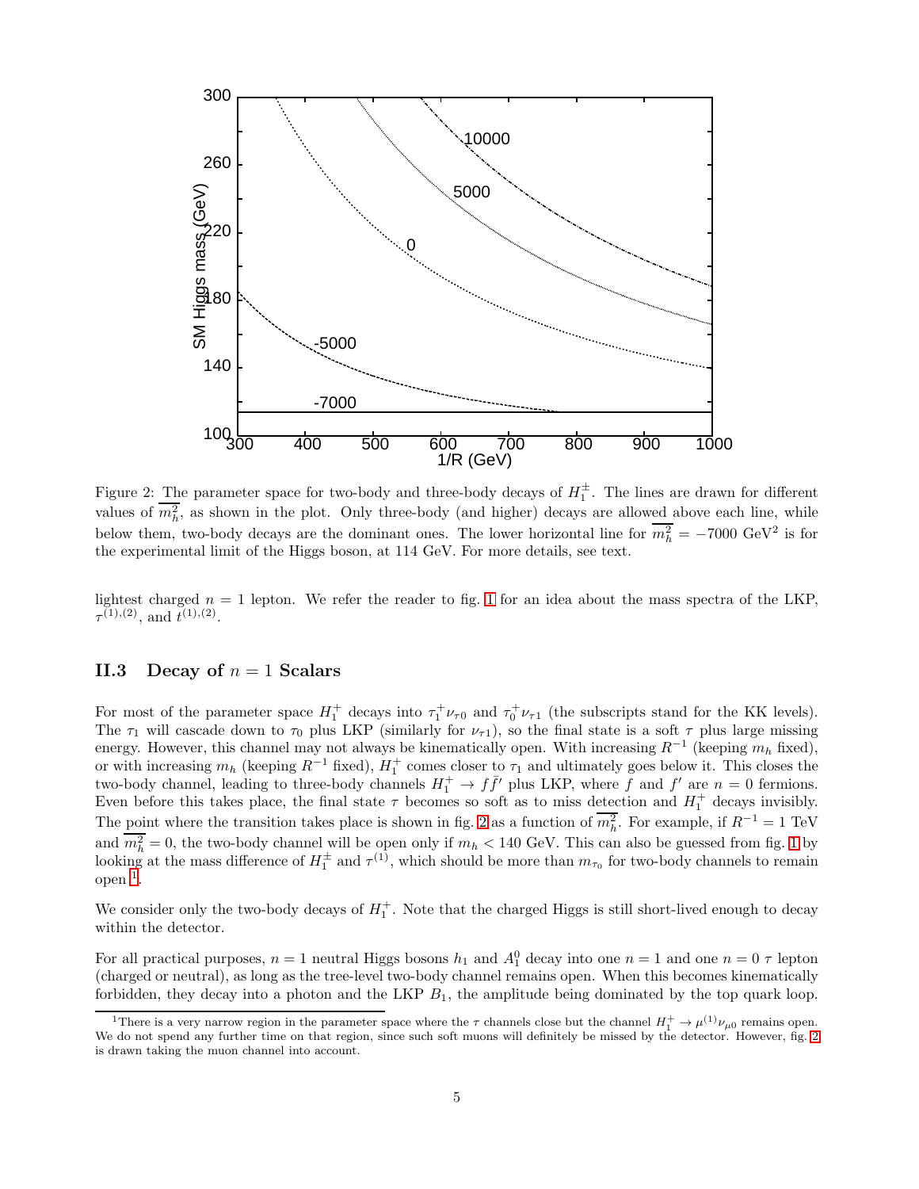Figure 2: The parameter space for two-body and three-body decays of $H_1^\pm$. The lines are drawn for different values of $\overline{m_h^2}$, as shown in the plot. Only three-body (and higher) decays are allowed above each line, while below them, two-body decays are the dominant ones. The lower horizontal line for $\overline{m_h^2} = -7000$ GeV$^2$ is for the experimental limit of the Higgs boson, at 114 GeV. For more details, see text.

lightest charged $n = 1$ lepton. We refer the reader to fig. 1 for an idea about the mass spectra of the LKP, $\tau^{(1),(2)}$, and $t^{(1),(2)}$.

### II.3 Decay of $n = 1$ Scalars

For most of the parameter space $H_1^+$ decays into $\tau_1^+\nu_{\tau 0}$ and $\tau_0^+\nu_{\tau 1}$ (the subscripts stand for the KK levels). The $\tau_1$ will cascade down to $\tau_0$ plus LKP (similarly for $\nu_{\tau 1}$), so the final state is a soft $\tau$ plus large missing energy. However, this channel may not always be kinematically open. With increasing $R^{-1}$ (keeping $m_h$ fixed), or with increasing $m_h$ (keeping $R^{-1}$ fixed), $H_1^+$ comes closer to $\tau_1$ and ultimately goes below it. This closes the two-body channel, leading to three-body channels $H_1^+ \to f\bar{f}'$ plus LKP, where $f$ and $f'$ are $n = 0$ fermions. Even before this takes place, the final state $\tau$ becomes so soft as to miss detection and $H_1^+$ decays invisibly. The point where the transition takes place is shown in fig. 2 as a function of $\overline{m_h^2}$. For example, if $R^{-1} = 1$ TeV and $\overline{m_h^2} = 0$, the two-body channel will be open only if $m_h < 140$ GeV. This can also be guessed from fig. 1 by looking at the mass difference of $H_1^\pm$ and $\tau^{(1)}$, which should be more than $m_{\tau_0}$ for two-body channels to remain open [1].

We consider only the two-body decays of $H_1^+$. Note that the charged Higgs is still short-lived enough to decay within the detector.

For all practical purposes, $n = 1$ neutral Higgs bosons $h_1$ and $A_1^0$ decay into one $n = 1$ and one $n = 0$ $\tau$ lepton (charged or neutral), as long as the tree-level two-body channel remains open. When this becomes kinematically forbidden, they decay into a photon and the LKP $B_1$, the amplitude being dominated by the top quark loop.

[1] There is a very narrow region in the parameter space where the $\tau$ channels close but the channel $H_1^+ \to \mu^{(1)}\nu_{\mu 0}$ remains open. We do not spend any further time on that region, since such soft muons will definitely be missed by the detector. However, fig. 2 is drawn taking the muon channel into account.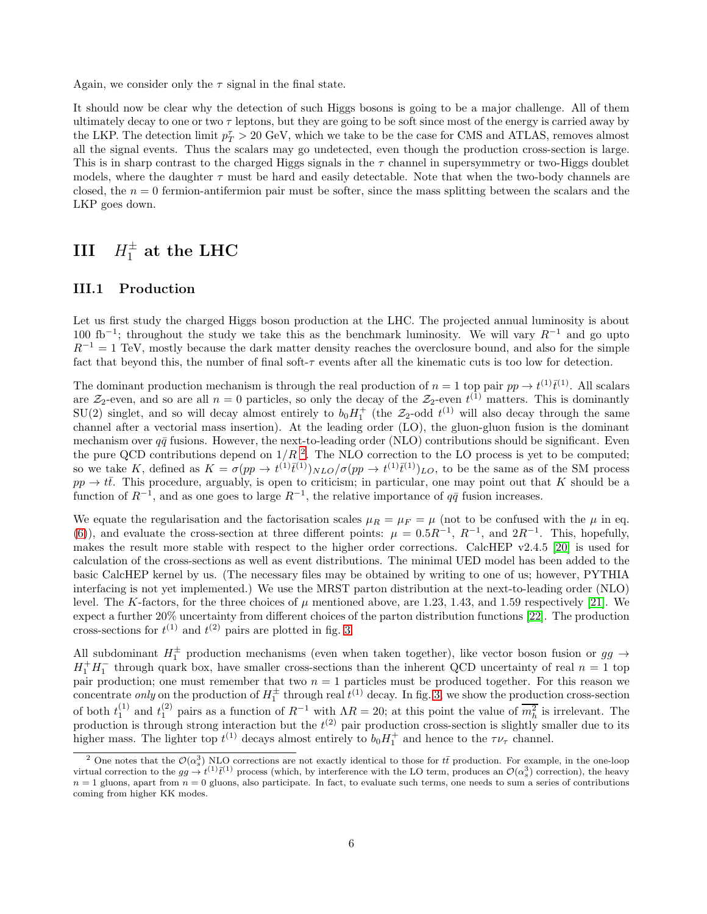Again, we consider only the $\tau$ signal in the final state.

It should now be clear why the detection of such Higgs bosons is going to be a major challenge. All of them ultimately decay to one or two $\tau$ leptons, but they are going to be soft since most of the energy is carried away by the LKP. The detection limit $p_T^\tau > 20$ GeV, which we take to be the case for CMS and ATLAS, removes almost all the signal events. Thus the scalars may go undetected, even though the production cross-section is large. This is in sharp contrast to the charged Higgs signals in the $\tau$ channel in supersymmetry or two-Higgs doublet models, where the daughter $\tau$ must be hard and easily detectable. Note that when the two-body channels are closed, the $n = 0$ fermion-antifermion pair must be softer, since the mass splitting between the scalars and the LKP goes down.

# III $H_1^\pm$ at the LHC

## III.1 Production

Let us first study the charged Higgs boson production at the LHC. The projected annual luminosity is about 100 fb$^{-1}$; throughout the study we take this as the benchmark luminosity. We will vary $R^{-1}$ and go upto $R^{-1} = 1$ TeV, mostly because the dark matter density reaches the overclosure bound, and also for the simple fact that beyond this, the number of final soft-$\tau$ events after all the kinematic cuts is too low for detection.

The dominant production mechanism is through the real production of $n = 1$ top pair $pp \to t^{(1)}\bar{t}^{(1)}$. All scalars are $\mathcal{Z}_2$-even, and so are all $n = 0$ particles, so only the decay of the $\mathcal{Z}_2$-even $t^{(1)}$ matters. This is dominantly SU(2) singlet, and so will decay almost entirely to $b_0 H_1^+$ (the $\mathcal{Z}_2$-odd $t^{(1)}$ will also decay through the same channel after a vectorial mass insertion). At the leading order (LO), the gluon-gluon fusion is the dominant mechanism over $q\bar{q}$ fusions. However, the next-to-leading order (NLO) contributions should be significant. Even the pure QCD contributions depend on $1/R$ [2]. The NLO correction to the LO process is yet to be computed; so we take $K$, defined as $K = \sigma(pp \to t^{(1)}\bar{t}^{(1)})_{NLO}/\sigma(pp \to t^{(1)}\bar{t}^{(1)})_{LO}$, to be the same as of the SM process $pp \to t\bar{t}$. This procedure, arguably, is open to criticism; in particular, one may point out that $K$ should be a function of $R^{-1}$, and as one goes to large $R^{-1}$, the relative importance of $q\bar{q}$ fusion increases.

We equate the regularisation and the factorisation scales $\mu_R = \mu_F = \mu$ (not to be confused with the $\mu$ in eq. (6)), and evaluate the cross-section at three different points: $\mu = 0.5R^{-1}$, $R^{-1}$, and $2R^{-1}$. This, hopefully, makes the result more stable with respect to the higher order corrections. CalcHEP v2.4.5 [20] is used for calculation of the cross-sections as well as event distributions. The minimal UED model has been added to the basic CalcHEP kernel by us. (The necessary files may be obtained by writing to one of us; however, PYTHIA interfacing is not yet implemented.) We use the MRST parton distribution at the next-to-leading order (NLO) level. The $K$-factors, for the three choices of $\mu$ mentioned above, are 1.23, 1.43, and 1.59 respectively [21]. We expect a further 20% uncertainty from different choices of the parton distribution functions [22]. The production cross-sections for $t^{(1)}$ and $t^{(2)}$ pairs are plotted in fig. 3.

All subdominant $H_1^\pm$ production mechanisms (even when taken together), like vector boson fusion or $gg \to H_1^+ H_1^-$ through quark box, have smaller cross-sections than the inherent QCD uncertainty of real $n = 1$ top pair production; one must remember that two $n = 1$ particles must be produced together. For this reason we concentrate *only* on the production of $H_1^\pm$ through real $t^{(1)}$ decay. In fig. 3, we show the production cross-section of both $t_1^{(1)}$ and $t_1^{(2)}$ pairs as a function of $R^{-1}$ with $\Lambda R = 20$; at this point the value of $\overline{m_h^2}$ is irrelevant. The production is through strong interaction but the $t^{(2)}$ pair production cross-section is slightly smaller due to its higher mass. The lighter top $t^{(1)}$ decays almost entirely to $b_0 H_1^+$ and hence to the $\tau\nu_\tau$ channel.

[2] One notes that the $\mathcal{O}(\alpha_s^3)$ NLO corrections are not exactly identical to those for $t\bar{t}$ production. For example, in the one-loop virtual correction to the $gg \to t^{(1)}\bar{t}^{(1)}$ process (which, by interference with the LO term, produces an $\mathcal{O}(\alpha_s^3)$ correction), the heavy $n = 1$ gluons, apart from $n = 0$ gluons, also participate. In fact, to evaluate such terms, one needs to sum a series of contributions coming from higher KK modes.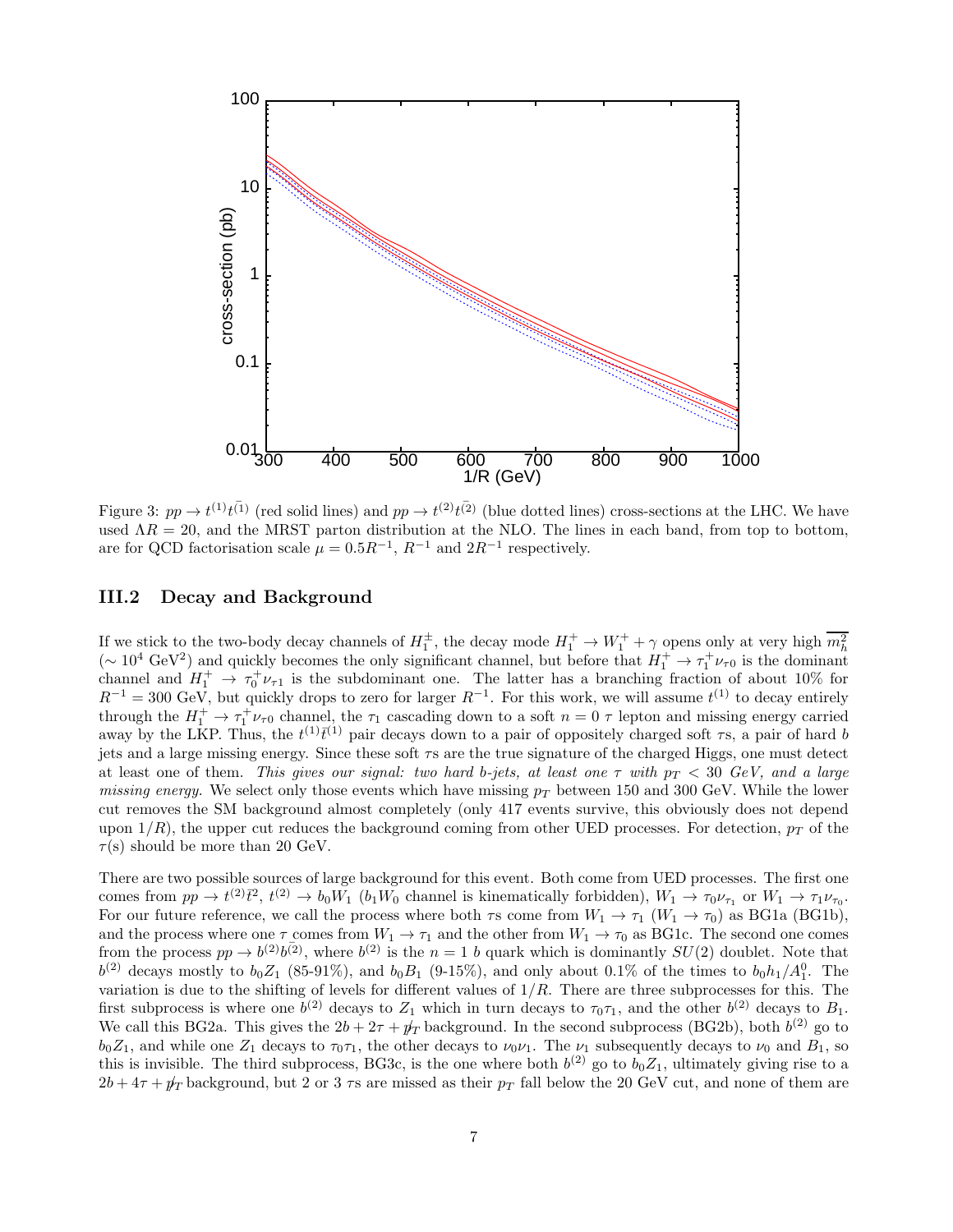Figure 3: $pp \to t^{(1)}\bar{t}^{(1)}$ (red solid lines) and $pp \to t^{(2)}\bar{t}^{(2)}$ (blue dotted lines) cross-sections at the LHC. We have used $\Lambda R = 20$, and the MRST parton distribution at the NLO. The lines in each band, from top to bottom, are for QCD factorisation scale $\mu = 0.5R^{-1}$, $R^{-1}$ and $2R^{-1}$ respectively.

### III.2 Decay and Background

If we stick to the two-body decay channels of $H_1^{\pm}$, the decay mode $H_1^+ \to W_1^+ + \gamma$ opens only at very high $\overline{m_h^2}$ ($\sim 10^4$ GeV$^2$) and quickly becomes the only significant channel, but before that $H_1^+ \to \tau_1^+ \nu_{\tau 0}$ is the dominant channel and $H_1^+ \to \tau_0^+ \nu_{\tau 1}$ is the subdominant one. The latter has a branching fraction of about 10% for $R^{-1} = 300$ GeV, but quickly drops to zero for larger $R^{-1}$. For this work, we will assume $t^{(1)}$ to decay entirely through the $H_1^+ \to \tau_1^+ \nu_{\tau 0}$ channel, the $\tau_1$ cascading down to a soft $n = 0$ $\tau$ lepton and missing energy carried away by the LKP. Thus, the $t^{(1)}\bar{t}^{(1)}$ pair decays down to a pair of oppositely charged soft $\tau$s, a pair of hard $b$ jets and a large missing energy. Since these soft $\tau$s are the true signature of the charged Higgs, one must detect at least one of them. *This gives our signal: two hard b-jets, at least one $\tau$ with $p_T < 30$ GeV, and a large missing energy.* We select only those events which have missing $p_T$ between 150 and 300 GeV. While the lower cut removes the SM background almost completely (only 417 events survive, this obviously does not depend upon $1/R$), the upper cut reduces the background coming from other UED processes. For detection, $p_T$ of the $\tau$(s) should be more than 20 GeV.

There are two possible sources of large background for this event. Both come from UED processes. The first one comes from $pp \to t^{(2)}\bar{t}^{2}$, $t^{(2)} \to b_0 W_1$ ($b_1 W_0$ channel is kinematically forbidden), $W_1 \to \tau_0 \nu_{\tau_1}$ or $W_1 \to \tau_1 \nu_{\tau_0}$. For our future reference, we call the process where both $\tau$s come from $W_1 \to \tau_1$ ($W_1 \to \tau_0$) as BG1a (BG1b), and the process where one $\tau$ comes from $W_1 \to \tau_1$ and the other from $W_1 \to \tau_0$ as BG1c. The second one comes from the process $pp \to b^{(2)}\bar{b}^{(2)}$, where $b^{(2)}$ is the $n = 1$ $b$ quark which is dominantly $SU(2)$ doublet. Note that $b^{(2)}$ decays mostly to $b_0 Z_1$ (85-91%), and $b_0 B_1$ (9-15%), and only about 0.1% of the times to $b_0 h_1/A_1^0$. The variation is due to the shifting of levels for different values of $1/R$. There are three subprocesses for this. The first subprocess is where one $b^{(2)}$ decays to $Z_1$ which in turn decays to $\tau_0 \tau_1$, and the other $b^{(2)}$ decays to $B_1$. We call this BG2a. This gives the $2b + 2\tau + \not{p}_T$ background. In the second subprocess (BG2b), both $b^{(2)}$ go to $b_0 Z_1$, and while one $Z_1$ decays to $\tau_0 \tau_1$, the other decays to $\nu_0 \nu_1$. The $\nu_1$ subsequently decays to $\nu_0$ and $B_1$, so this is invisible. The third subprocess, BG3c, is the one where both $b^{(2)}$ go to $b_0 Z_1$, ultimately giving rise to a $2b + 4\tau + \not{p}_T$ background, but 2 or 3 $\tau$s are missed as their $p_T$ fall below the 20 GeV cut, and none of them are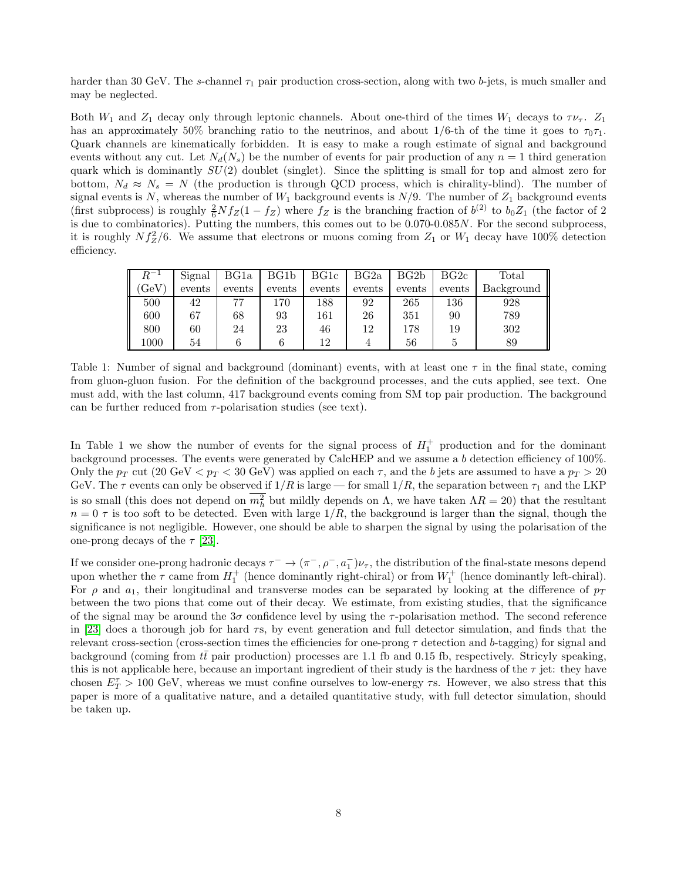harder than 30 GeV. The $s$-channel $\tau_1$ pair production cross-section, along with two $b$-jets, is much smaller and may be neglected.

Both $W_1$ and $Z_1$ decay only through leptonic channels. About one-third of the times $W_1$ decays to $\tau\nu_\tau$. $Z_1$ has an approximately 50% branching ratio to the neutrinos, and about 1/6-th of the time it goes to $\tau_0\tau_1$. Quark channels are kinematically forbidden. It is easy to make a rough estimate of signal and background events without any cut. Let $N_d(N_s)$ be the number of events for pair production of any $n = 1$ third generation quark which is dominantly $SU(2)$ doublet (singlet). Since the splitting is small for top and almost zero for bottom, $N_d \approx N_s = N$ (the production is through QCD process, which is chirality-blind). The number of signal events is $N$, whereas the number of $W_1$ background events is $N/9$. The number of $Z_1$ background events (first subprocess) is roughly $\frac{2}{6} N f_Z (1 - f_Z)$ where $f_Z$ is the branching fraction of $b^{(2)}$ to $b_0 Z_1$ (the factor of 2 is due to combinatorics). Putting the numbers, this comes out to be 0.070-0.085$N$. For the second subprocess, it is roughly $N f_Z^2/6$. We assume that electrons or muons coming from $Z_1$ or $W_1$ decay have 100% detection efficiency.

| $R^{-1}$ (GeV) | Signal events | BG1a events | BG1b events | BG1c events | BG2a events | BG2b events | BG2c events | Total Background |
|---|---|---|---|---|---|---|---|---|
| 500 | 42 | 77 | 170 | 188 | 92 | 265 | 136 | 928 |
| 600 | 67 | 68 | 93 | 161 | 26 | 351 | 90 | 789 |
| 800 | 60 | 24 | 23 | 46 | 12 | 178 | 19 | 302 |
| 1000 | 54 | 6 | 6 | 12 | 4 | 56 | 5 | 89 |

Table 1: Number of signal and background (dominant) events, with at least one $\tau$ in the final state, coming from gluon-gluon fusion. For the definition of the background processes, and the cuts applied, see text. One must add, with the last column, 417 background events coming from SM top pair production. The background can be further reduced from $\tau$-polarisation studies (see text).

In Table 1 we show the number of events for the signal process of $H_1^+$ production and for the dominant background processes. The events were generated by CalcHEP and we assume a $b$ detection efficiency of 100%. Only the $p_T$ cut (20 GeV $< p_T <$ 30 GeV) was applied on each $\tau$, and the $b$ jets are assumed to have a $p_T > 20$ GeV. The $\tau$ events can only be observed if $1/R$ is large — for small $1/R$, the separation between $\tau_1$ and the LKP is so small (this does not depend on $\overline{m_h^2}$ but mildly depends on $\Lambda$, we have taken $\Lambda R = 20$) that the resultant $n = 0$ $\tau$ is too soft to be detected. Even with large $1/R$, the background is larger than the signal, though the significance is not negligible. However, one should be able to sharpen the signal by using the polarisation of the one-prong decays of the $\tau$ [23].

If we consider one-prong hadronic decays $\tau^- \to (\pi^-, \rho^-, a_1^-)\nu_\tau$, the distribution of the final-state mesons depend upon whether the $\tau$ came from $H_1^+$ (hence dominantly right-chiral) or from $W_1^+$ (hence dominantly left-chiral). For $\rho$ and $a_1$, their longitudinal and transverse modes can be separated by looking at the difference of $p_T$ between the two pions that come out of their decay. We estimate, from existing studies, that the significance of the signal may be around the $3\sigma$ confidence level by using the $\tau$-polarisation method. The second reference in [23] does a thorough job for hard $\tau$s, by event generation and full detector simulation, and finds that the relevant cross-section (cross-section times the efficiencies for one-prong $\tau$ detection and $b$-tagging) for signal and background (coming from $t\bar{t}$ pair production) processes are 1.1 fb and 0.15 fb, respectively. Stricyly speaking, this is not applicable here, because an important ingredient of their study is the hardness of the $\tau$ jet: they have chosen $E_T^\tau > 100$ GeV, whereas we must confine ourselves to low-energy $\tau$s. However, we also stress that this paper is more of a qualitative nature, and a detailed quantitative study, with full detector simulation, should be taken up.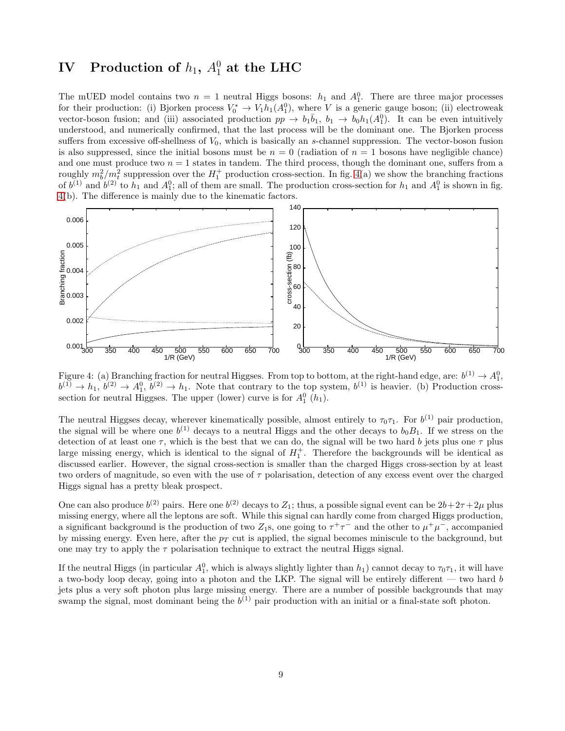# IV Production of $h_1$, $A_1^0$ at the LHC

The mUED model contains two $n = 1$ neutral Higgs bosons: $h_1$ and $A_1^0$. There are three major processes for their production: (i) Bjorken process $V_0^* \to V_1 h_1(A_1^0)$, where $V$ is a generic gauge boson; (ii) electroweak vector-boson fusion; and (iii) associated production $pp \to b_1\bar{b}_1$, $b_1 \to b_0 h_1(A_1^0)$. It can be even intuitively understood, and numerically confirmed, that the last process will be the dominant one. The Bjorken process suffers from excessive off-shellness of $V_0$, which is basically an $s$-channel suppression. The vector-boson fusion is also suppressed, since the initial bosons must be $n = 0$ (radiation of $n = 1$ bosons have negligible chance) and one must produce two $n = 1$ states in tandem. The third process, though the dominant one, suffers from a roughly $m_b^2/m_t^2$ suppression over the $H_1^+$ production cross-section. In fig. 4(a) we show the branching fractions of $b^{(1)}$ and $b^{(2)}$ to $h_1$ and $A_1^0$; all of them are small. The production cross-section for $h_1$ and $A_1^0$ is shown in fig. 4(b). The difference is mainly due to the kinematic factors.

Figure 4: (a) Branching fraction for neutral Higgses. From top to bottom, at the right-hand edge, are: $b^{(1)} \to A_1^0$, $b^{(1)} \to h_1$, $b^{(2)} \to A_1^0$, $b^{(2)} \to h_1$. Note that contrary to the top system, $b^{(1)}$ is heavier. (b) Production cross-section for neutral Higgses. The upper (lower) curve is for $A_1^0$ ($h_1$).

The neutral Higgses decay, wherever kinematically possible, almost entirely to $\tau_0\tau_1$. For $b^{(1)}$ pair production, the signal will be where one $b^{(1)}$ decays to a neutral Higgs and the other decays to $b_0B_1$. If we stress on the detection of at least one $\tau$, which is the best that we can do, the signal will be two hard $b$ jets plus one $\tau$ plus large missing energy, which is identical to the signal of $H_1^+$. Therefore the backgrounds will be identical as discussed earlier. However, the signal cross-section is smaller than the charged Higgs cross-section by at least two orders of magnitude, so even with the use of $\tau$ polarisation, detection of any excess event over the charged Higgs signal has a pretty bleak prospect.

One can also produce $b^{(2)}$ pairs. Here one $b^{(2)}$ decays to $Z_1$; thus, a possible signal event can be $2b+2\tau+2\mu$ plus missing energy, where all the leptons are soft. While this signal can hardly come from charged Higgs production, a significant background is the production of two $Z_1$s, one going to $\tau^+\tau^-$ and the other to $\mu^+\mu^-$, accompanied by missing energy. Even here, after the $p_T$ cut is applied, the signal becomes miniscule to the background, but one may try to apply the $\tau$ polarisation technique to extract the neutral Higgs signal.

If the neutral Higgs (in particular $A_1^0$, which is always slightly lighter than $h_1$) cannot decay to $\tau_0\tau_1$, it will have a two-body loop decay, going into a photon and the LKP. The signal will be entirely different — two hard $b$ jets plus a very soft photon plus large missing energy. There are a number of possible backgrounds that may swamp the signal, most dominant being the $b^{(1)}$ pair production with an initial or a final-state soft photon.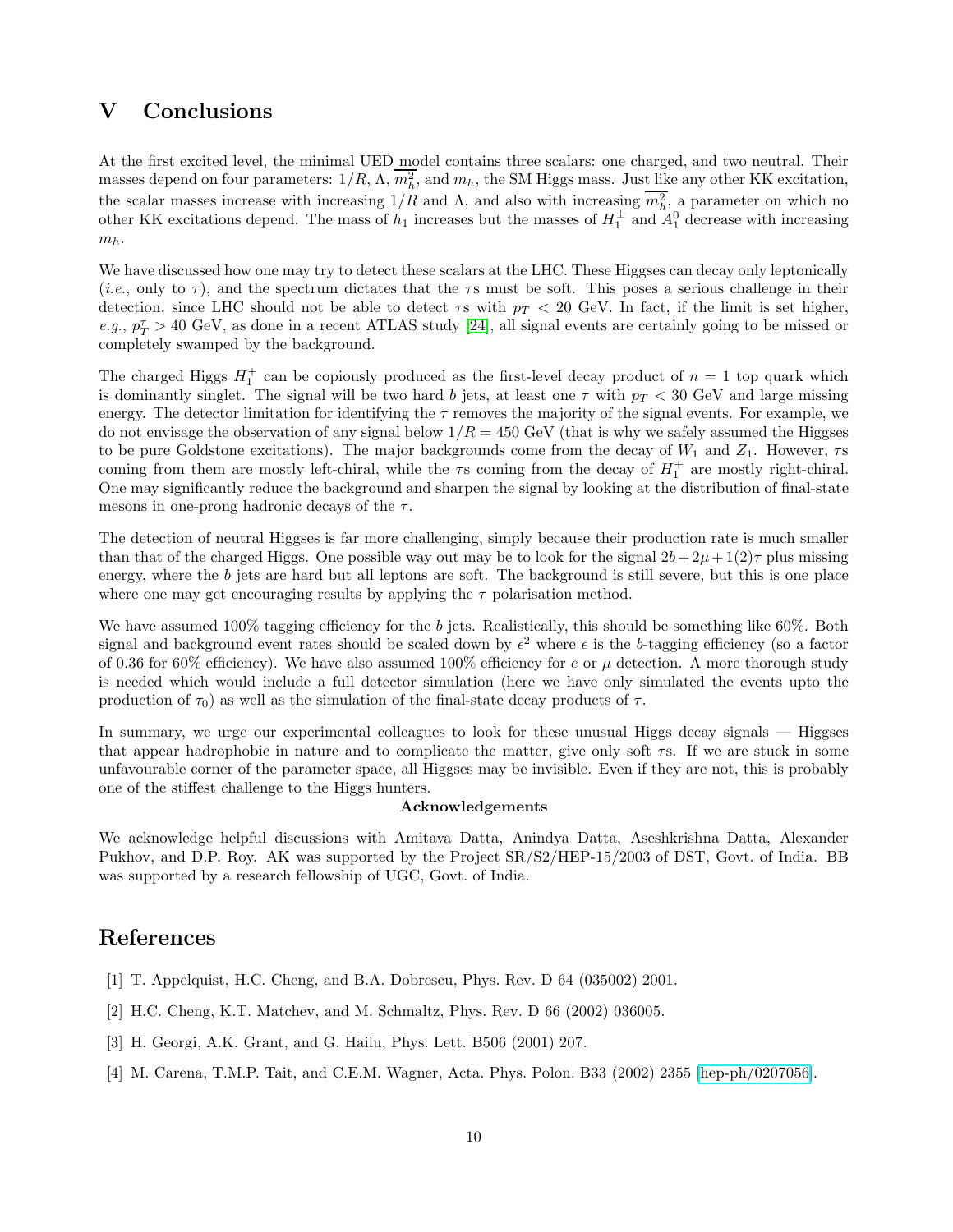# V Conclusions

At the first excited level, the minimal UED model contains three scalars: one charged, and two neutral. Their masses depend on four parameters: $1/R$, $\Lambda$, $\overline{m_h^2}$, and $m_h$, the SM Higgs mass. Just like any other KK excitation, the scalar masses increase with increasing $1/R$ and $\Lambda$, and also with increasing $\overline{m_h^2}$, a parameter on which no other KK excitations depend. The mass of $h_1$ increases but the masses of $H_1^\pm$ and $A_1^0$ decrease with increasing $m_h$.

We have discussed how one may try to detect these scalars at the LHC. These Higgses can decay only leptonically (*i.e.*, only to $\tau$), and the spectrum dictates that the $\tau$s must be soft. This poses a serious challenge in their detection, since LHC should not be able to detect $\tau$s with $p_T < 20$ GeV. In fact, if the limit is set higher, *e.g.*, $p_T^\tau > 40$ GeV, as done in a recent ATLAS study [24], all signal events are certainly going to be missed or completely swamped by the background.

The charged Higgs $H_1^+$ can be copiously produced as the first-level decay product of $n = 1$ top quark which is dominantly singlet. The signal will be two hard $b$ jets, at least one $\tau$ with $p_T < 30$ GeV and large missing energy. The detector limitation for identifying the $\tau$ removes the majority of the signal events. For example, we do not envisage the observation of any signal below $1/R = 450$ GeV (that is why we safely assumed the Higgses to be pure Goldstone excitations). The major backgrounds come from the decay of $W_1$ and $Z_1$. However, $\tau$s coming from them are mostly left-chiral, while the $\tau$s coming from the decay of $H_1^+$ are mostly right-chiral. One may significantly reduce the background and sharpen the signal by looking at the distribution of final-state mesons in one-prong hadronic decays of the $\tau$.

The detection of neutral Higgses is far more challenging, simply because their production rate is much smaller than that of the charged Higgs. One possible way out may be to look for the signal $2b + 2\mu + 1(2)\tau$ plus missing energy, where the $b$ jets are hard but all leptons are soft. The background is still severe, but this is one place where one may get encouraging results by applying the $\tau$ polarisation method.

We have assumed 100% tagging efficiency for the $b$ jets. Realistically, this should be something like 60%. Both signal and background event rates should be scaled down by $\epsilon^2$ where $\epsilon$ is the $b$-tagging efficiency (so a factor of 0.36 for 60% efficiency). We have also assumed 100% efficiency for $e$ or $\mu$ detection. A more thorough study is needed which would include a full detector simulation (here we have only simulated the events upto the production of $\tau_0$) as well as the simulation of the final-state decay products of $\tau$.

In summary, we urge our experimental colleagues to look for these unusual Higgs decay signals — Higgses that appear hadrophobic in nature and to complicate the matter, give only soft $\tau$s. If we are stuck in some unfavourable corner of the parameter space, all Higgses may be invisible. Even if they are not, this is probably one of the stiffest challenge to the Higgs hunters.

**Acknowledgements**

We acknowledge helpful discussions with Amitava Datta, Anindya Datta, Aseshkrishna Datta, Alexander Pukhov, and D.P. Roy. AK was supported by the Project SR/S2/HEP-15/2003 of DST, Govt. of India. BB was supported by a research fellowship of UGC, Govt. of India.

# References

[1] T. Appelquist, H.C. Cheng, and B.A. Dobrescu, Phys. Rev. D 64 (035002) 2001.

[2] H.C. Cheng, K.T. Matchev, and M. Schmaltz, Phys. Rev. D 66 (2002) 036005.

[3] H. Georgi, A.K. Grant, and G. Hailu, Phys. Lett. B506 (2001) 207.

[4] M. Carena, T.M.P. Tait, and C.E.M. Wagner, Acta. Phys. Polon. B33 (2002) 2355 [hep-ph/0207056].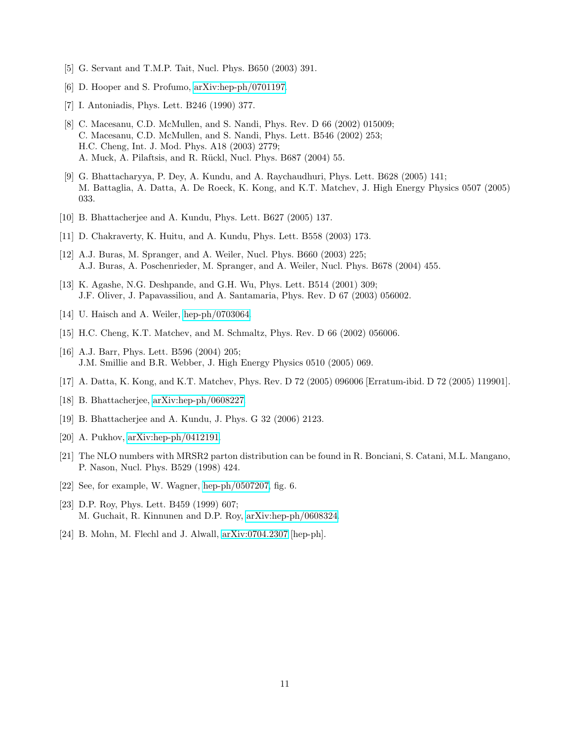[5] G. Servant and T.M.P. Tait, Nucl. Phys. B650 (2003) 391.

[6] D. Hooper and S. Profumo, arXiv:hep-ph/0701197.

[7] I. Antoniadis, Phys. Lett. B246 (1990) 377.

[8] C. Macesanu, C.D. McMullen, and S. Nandi, Phys. Rev. D 66 (2002) 015009;
C. Macesanu, C.D. McMullen, and S. Nandi, Phys. Lett. B546 (2002) 253;
H.C. Cheng, Int. J. Mod. Phys. A18 (2003) 2779;
A. Muck, A. Pilaftsis, and R. Rückl, Nucl. Phys. B687 (2004) 55.

[9] G. Bhattacharyya, P. Dey, A. Kundu, and A. Raychaudhuri, Phys. Lett. B628 (2005) 141;
M. Battaglia, A. Datta, A. De Roeck, K. Kong, and K.T. Matchev, J. High Energy Physics 0507 (2005) 033.

[10] B. Bhattacherjee and A. Kundu, Phys. Lett. B627 (2005) 137.

[11] D. Chakraverty, K. Huitu, and A. Kundu, Phys. Lett. B558 (2003) 173.

[12] A.J. Buras, M. Spranger, and A. Weiler, Nucl. Phys. B660 (2003) 225;
A.J. Buras, A. Poschenrieder, M. Spranger, and A. Weiler, Nucl. Phys. B678 (2004) 455.

[13] K. Agashe, N.G. Deshpande, and G.H. Wu, Phys. Lett. B514 (2001) 309;
J.F. Oliver, J. Papavassiliou, and A. Santamaria, Phys. Rev. D 67 (2003) 056002.

[14] U. Haisch and A. Weiler, hep-ph/0703064.

[15] H.C. Cheng, K.T. Matchev, and M. Schmaltz, Phys. Rev. D 66 (2002) 056006.

[16] A.J. Barr, Phys. Lett. B596 (2004) 205;
J.M. Smillie and B.R. Webber, J. High Energy Physics 0510 (2005) 069.

[17] A. Datta, K. Kong, and K.T. Matchev, Phys. Rev. D 72 (2005) 096006 [Erratum-ibid. D 72 (2005) 119901].

[18] B. Bhattacherjee, arXiv:hep-ph/0608227.

[19] B. Bhattacherjee and A. Kundu, J. Phys. G 32 (2006) 2123.

[20] A. Pukhov, arXiv:hep-ph/0412191.

[21] The NLO numbers with MRSR2 parton distribution can be found in R. Bonciani, S. Catani, M.L. Mangano, P. Nason, Nucl. Phys. B529 (1998) 424.

[22] See, for example, W. Wagner, hep-ph/0507207, fig. 6.

[23] D.P. Roy, Phys. Lett. B459 (1999) 607;
M. Guchait, R. Kinnunen and D.P. Roy, arXiv:hep-ph/0608324.

[24] B. Mohn, M. Flechl and J. Alwall, arXiv:0704.2307 [hep-ph].